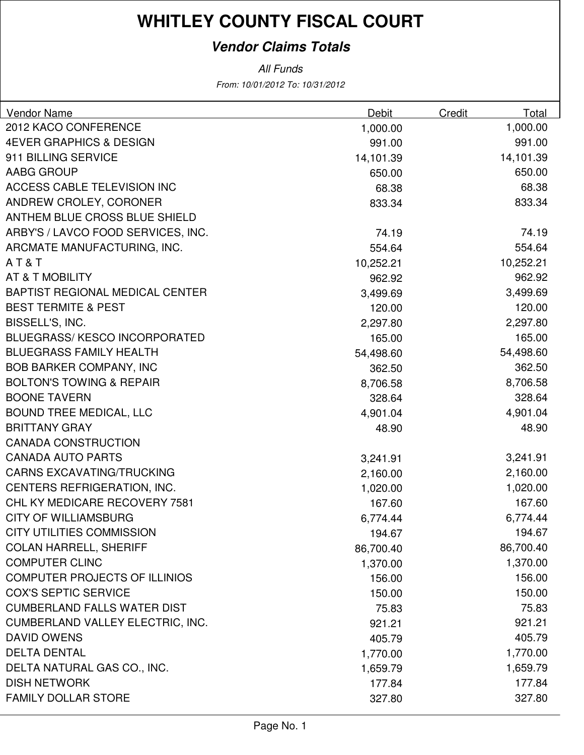# WHITLEY COUNTY FISCAL COURT

## *Vendor Claims Totals*

*All Funds*

*From: 10/01/2012 To: 10/31/2012*

| Vendor Name | Debit | Credit | Total |
|---|---|---|---|
| 2012 KACO CONFERENCE | 1,000.00 | | 1,000.00 |
| 4EVER GRAPHICS & DESIGN | 991.00 | | 991.00 |
| 911 BILLING SERVICE | 14,101.39 | | 14,101.39 |
| AABG GROUP | 650.00 | | 650.00 |
| ACCESS CABLE TELEVISION INC | 68.38 | | 68.38 |
| ANDREW CROLEY, CORONER | 833.34 | | 833.34 |
| ANTHEM BLUE CROSS BLUE SHIELD | | | |
| ARBY'S / LAVCO FOOD SERVICES, INC. | 74.19 | | 74.19 |
| ARCMATE MANUFACTURING, INC. | 554.64 | | 554.64 |
| A T & T | 10,252.21 | | 10,252.21 |
| AT & T MOBILITY | 962.92 | | 962.92 |
| BAPTIST REGIONAL MEDICAL CENTER | 3,499.69 | | 3,499.69 |
| BEST TERMITE & PEST | 120.00 | | 120.00 |
| BISSELL'S, INC. | 2,297.80 | | 2,297.80 |
| BLUEGRASS/ KESCO INCORPORATED | 165.00 | | 165.00 |
| BLUEGRASS FAMILY HEALTH | 54,498.60 | | 54,498.60 |
| BOB BARKER COMPANY, INC | 362.50 | | 362.50 |
| BOLTON'S TOWING & REPAIR | 8,706.58 | | 8,706.58 |
| BOONE TAVERN | 328.64 | | 328.64 |
| BOUND TREE MEDICAL, LLC | 4,901.04 | | 4,901.04 |
| BRITTANY GRAY | 48.90 | | 48.90 |
| CANADA CONSTRUCTION | | | |
| CANADA AUTO PARTS | 3,241.91 | | 3,241.91 |
| CARNS EXCAVATING/TRUCKING | 2,160.00 | | 2,160.00 |
| CENTERS REFRIGERATION, INC. | 1,020.00 | | 1,020.00 |
| CHL KY MEDICARE RECOVERY 7581 | 167.60 | | 167.60 |
| CITY OF WILLIAMSBURG | 6,774.44 | | 6,774.44 |
| CITY UTILITIES COMMISSION | 194.67 | | 194.67 |
| COLAN HARRELL, SHERIFF | 86,700.40 | | 86,700.40 |
| COMPUTER CLINC | 1,370.00 | | 1,370.00 |
| COMPUTER PROJECTS OF ILLINIOS | 156.00 | | 156.00 |
| COX'S SEPTIC SERVICE | 150.00 | | 150.00 |
| CUMBERLAND FALLS WATER DIST | 75.83 | | 75.83 |
| CUMBERLAND VALLEY ELECTRIC, INC. | 921.21 | | 921.21 |
| DAVID OWENS | 405.79 | | 405.79 |
| DELTA DENTAL | 1,770.00 | | 1,770.00 |
| DELTA NATURAL GAS CO., INC. | 1,659.79 | | 1,659.79 |
| DISH NETWORK | 177.84 | | 177.84 |
| FAMILY DOLLAR STORE | 327.80 | | 327.80 |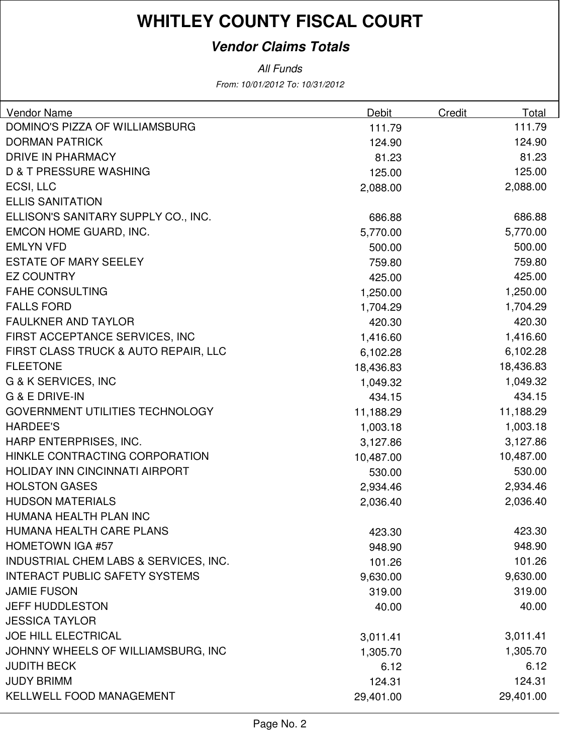# WHITLEY COUNTY FISCAL COURT

## *Vendor Claims Totals*

*All Funds*

*From: 10/01/2012 To: 10/31/2012*

| Vendor Name | Debit | Credit | Total |
|---|---|---|---|
| DOMINO'S PIZZA OF WILLIAMSBURG | 111.79 | | 111.79 |
| DORMAN PATRICK | 124.90 | | 124.90 |
| DRIVE IN PHARMACY | 81.23 | | 81.23 |
| D & T PRESSURE WASHING | 125.00 | | 125.00 |
| ECSI, LLC | 2,088.00 | | 2,088.00 |
| ELLIS SANITATION | | | |
| ELLISON'S SANITARY SUPPLY CO., INC. | 686.88 | | 686.88 |
| EMCON HOME GUARD, INC. | 5,770.00 | | 5,770.00 |
| EMLYN VFD | 500.00 | | 500.00 |
| ESTATE OF MARY SEELEY | 759.80 | | 759.80 |
| EZ COUNTRY | 425.00 | | 425.00 |
| FAHE CONSULTING | 1,250.00 | | 1,250.00 |
| FALLS FORD | 1,704.29 | | 1,704.29 |
| FAULKNER AND TAYLOR | 420.30 | | 420.30 |
| FIRST ACCEPTANCE SERVICES, INC | 1,416.60 | | 1,416.60 |
| FIRST CLASS TRUCK & AUTO REPAIR, LLC | 6,102.28 | | 6,102.28 |
| FLEETONE | 18,436.83 | | 18,436.83 |
| G & K SERVICES, INC | 1,049.32 | | 1,049.32 |
| G & E DRIVE-IN | 434.15 | | 434.15 |
| GOVERNMENT UTILITIES TECHNOLOGY | 11,188.29 | | 11,188.29 |
| HARDEE'S | 1,003.18 | | 1,003.18 |
| HARP ENTERPRISES, INC. | 3,127.86 | | 3,127.86 |
| HINKLE CONTRACTING CORPORATION | 10,487.00 | | 10,487.00 |
| HOLIDAY INN CINCINNATI AIRPORT | 530.00 | | 530.00 |
| HOLSTON GASES | 2,934.46 | | 2,934.46 |
| HUDSON MATERIALS | 2,036.40 | | 2,036.40 |
| HUMANA HEALTH PLAN INC | | | |
| HUMANA HEALTH CARE PLANS | 423.30 | | 423.30 |
| HOMETOWN IGA #57 | 948.90 | | 948.90 |
| INDUSTRIAL CHEM LABS & SERVICES, INC. | 101.26 | | 101.26 |
| INTERACT PUBLIC SAFETY SYSTEMS | 9,630.00 | | 9,630.00 |
| JAMIE FUSON | 319.00 | | 319.00 |
| JEFF HUDDLESTON | 40.00 | | 40.00 |
| JESSICA TAYLOR | | | |
| JOE HILL ELECTRICAL | 3,011.41 | | 3,011.41 |
| JOHNNY WHEELS OF WILLIAMSBURG, INC | 1,305.70 | | 1,305.70 |
| JUDITH BECK | 6.12 | | 6.12 |
| JUDY BRIMM | 124.31 | | 124.31 |
| KELLWELL FOOD MANAGEMENT | 29,401.00 | | 29,401.00 |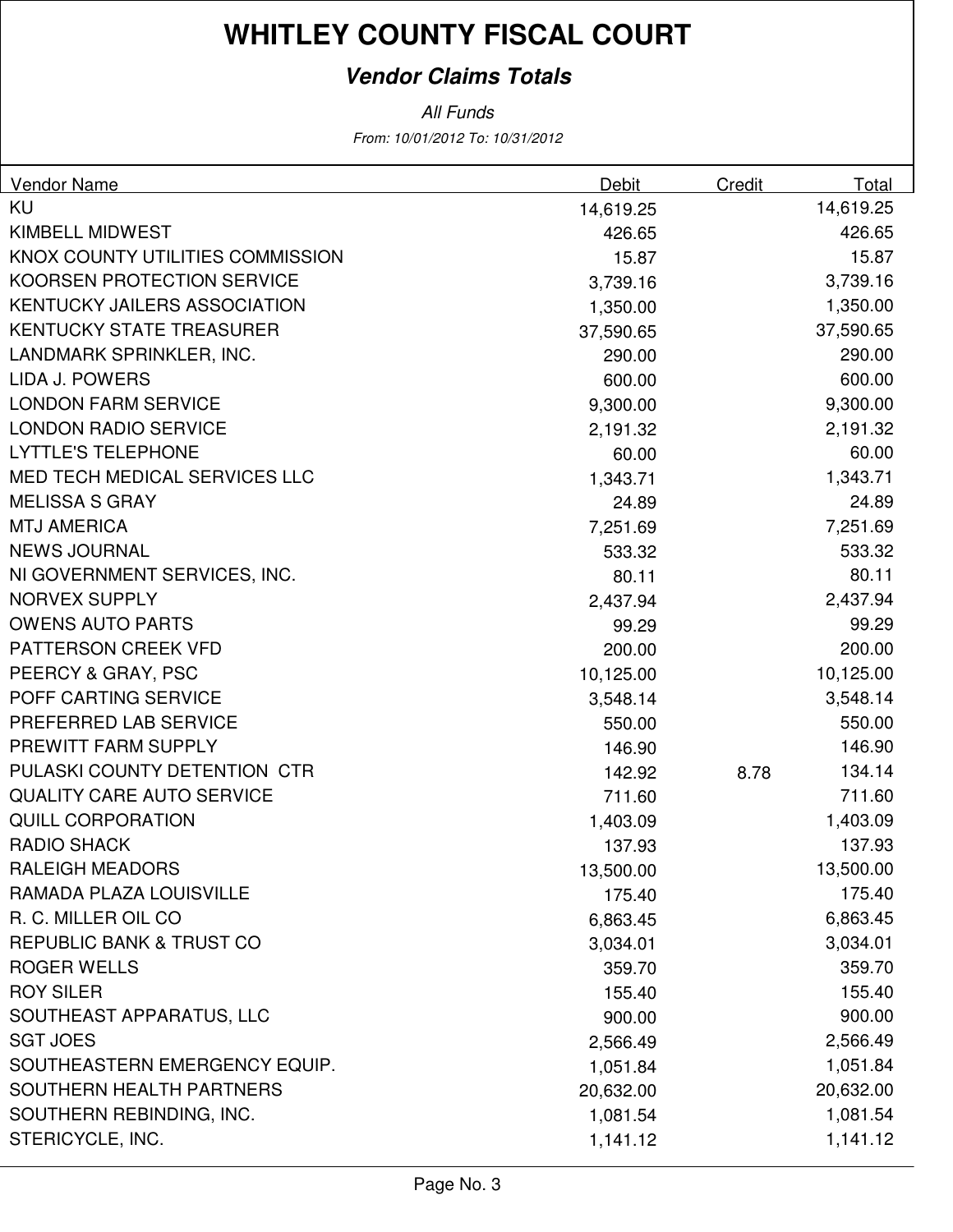# WHITLEY COUNTY FISCAL COURT

## *Vendor Claims Totals*

*All Funds*

*From: 10/01/2012 To: 10/31/2012*

| Vendor Name | Debit | Credit | Total |
|---|---|---|---|
| KU | 14,619.25 | | 14,619.25 |
| KIMBELL MIDWEST | 426.65 | | 426.65 |
| KNOX COUNTY UTILITIES COMMISSION | 15.87 | | 15.87 |
| KOORSEN PROTECTION SERVICE | 3,739.16 | | 3,739.16 |
| KENTUCKY JAILERS ASSOCIATION | 1,350.00 | | 1,350.00 |
| KENTUCKY STATE TREASURER | 37,590.65 | | 37,590.65 |
| LANDMARK SPRINKLER, INC. | 290.00 | | 290.00 |
| LIDA J. POWERS | 600.00 | | 600.00 |
| LONDON FARM SERVICE | 9,300.00 | | 9,300.00 |
| LONDON RADIO SERVICE | 2,191.32 | | 2,191.32 |
| LYTTLE'S TELEPHONE | 60.00 | | 60.00 |
| MED TECH MEDICAL SERVICES LLC | 1,343.71 | | 1,343.71 |
| MELISSA S GRAY | 24.89 | | 24.89 |
| MTJ AMERICA | 7,251.69 | | 7,251.69 |
| NEWS JOURNAL | 533.32 | | 533.32 |
| NI GOVERNMENT SERVICES, INC. | 80.11 | | 80.11 |
| NORVEX SUPPLY | 2,437.94 | | 2,437.94 |
| OWENS AUTO PARTS | 99.29 | | 99.29 |
| PATTERSON CREEK VFD | 200.00 | | 200.00 |
| PEERCY & GRAY, PSC | 10,125.00 | | 10,125.00 |
| POFF CARTING SERVICE | 3,548.14 | | 3,548.14 |
| PREFERRED LAB SERVICE | 550.00 | | 550.00 |
| PREWITT FARM SUPPLY | 146.90 | | 146.90 |
| PULASKI COUNTY DETENTION CTR | 142.92 | 8.78 | 134.14 |
| QUALITY CARE AUTO SERVICE | 711.60 | | 711.60 |
| QUILL CORPORATION | 1,403.09 | | 1,403.09 |
| RADIO SHACK | 137.93 | | 137.93 |
| RALEIGH MEADORS | 13,500.00 | | 13,500.00 |
| RAMADA PLAZA LOUISVILLE | 175.40 | | 175.40 |
| R. C. MILLER OIL CO | 6,863.45 | | 6,863.45 |
| REPUBLIC BANK & TRUST CO | 3,034.01 | | 3,034.01 |
| ROGER WELLS | 359.70 | | 359.70 |
| ROY SILER | 155.40 | | 155.40 |
| SOUTHEAST APPARATUS, LLC | 900.00 | | 900.00 |
| SGT JOES | 2,566.49 | | 2,566.49 |
| SOUTHEASTERN EMERGENCY EQUIP. | 1,051.84 | | 1,051.84 |
| SOUTHERN HEALTH PARTNERS | 20,632.00 | | 20,632.00 |
| SOUTHERN REBINDING, INC. | 1,081.54 | | 1,081.54 |
| STERICYCLE, INC. | 1,141.12 | | 1,141.12 |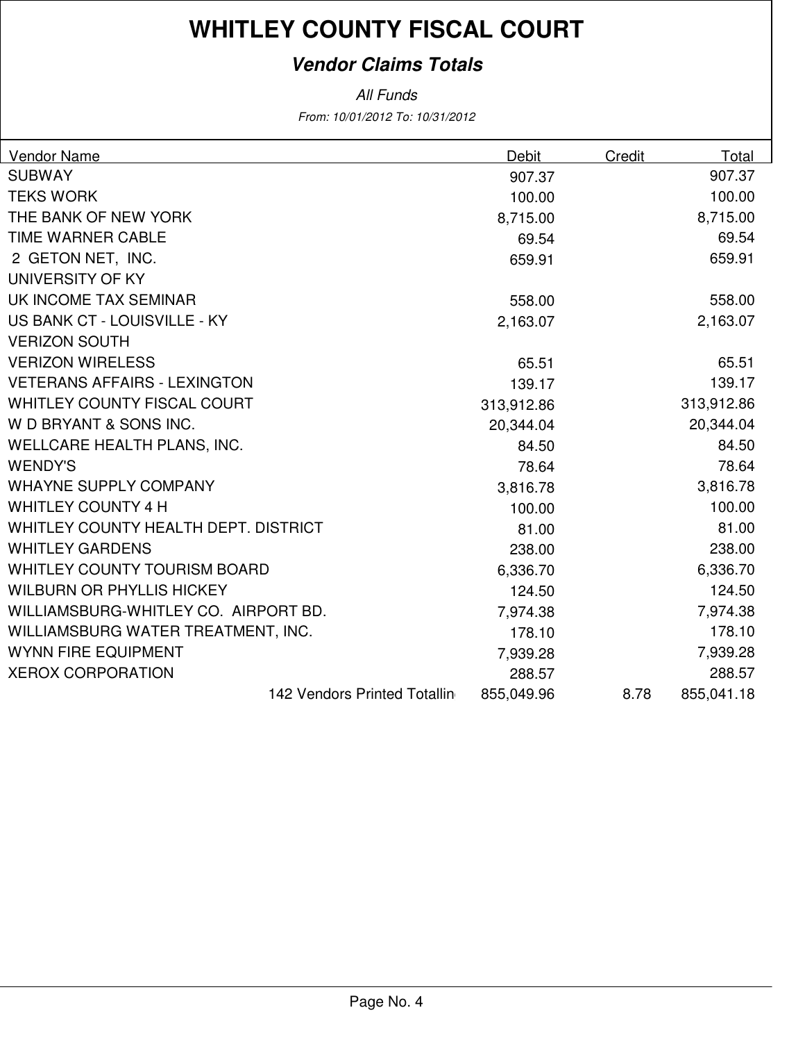# WHITLEY COUNTY FISCAL COURT

## *Vendor Claims Totals*

*All Funds*

*From: 10/01/2012 To: 10/31/2012*

| Vendor Name | Debit | Credit | Total |
|---|---|---|---|
| SUBWAY | 907.37 | | 907.37 |
| TEKS WORK | 100.00 | | 100.00 |
| THE BANK OF NEW YORK | 8,715.00 | | 8,715.00 |
| TIME WARNER CABLE | 69.54 | | 69.54 |
| 2 GETON NET, INC. | 659.91 | | 659.91 |
| UNIVERSITY OF KY | | | |
| UK INCOME TAX SEMINAR | 558.00 | | 558.00 |
| US BANK CT - LOUISVILLE - KY | 2,163.07 | | 2,163.07 |
| VERIZON SOUTH | | | |
| VERIZON WIRELESS | 65.51 | | 65.51 |
| VETERANS AFFAIRS - LEXINGTON | 139.17 | | 139.17 |
| WHITLEY COUNTY FISCAL COURT | 313,912.86 | | 313,912.86 |
| W D BRYANT & SONS INC. | 20,344.04 | | 20,344.04 |
| WELLCARE HEALTH PLANS, INC. | 84.50 | | 84.50 |
| WENDY'S | 78.64 | | 78.64 |
| WHAYNE SUPPLY COMPANY | 3,816.78 | | 3,816.78 |
| WHITLEY COUNTY 4 H | 100.00 | | 100.00 |
| WHITLEY COUNTY HEALTH DEPT. DISTRICT | 81.00 | | 81.00 |
| WHITLEY GARDENS | 238.00 | | 238.00 |
| WHITLEY COUNTY TOURISM BOARD | 6,336.70 | | 6,336.70 |
| WILBURN OR PHYLLIS HICKEY | 124.50 | | 124.50 |
| WILLIAMSBURG-WHITLEY CO. AIRPORT BD. | 7,974.38 | | 7,974.38 |
| WILLIAMSBURG WATER TREATMENT, INC. | 178.10 | | 178.10 |
| WYNN FIRE EQUIPMENT | 7,939.28 | | 7,939.28 |
| XEROX CORPORATION | 288.57 | | 288.57 |
| 142 Vendors Printed Totallin | 855,049.96 | 8.78 | 855,041.18 |